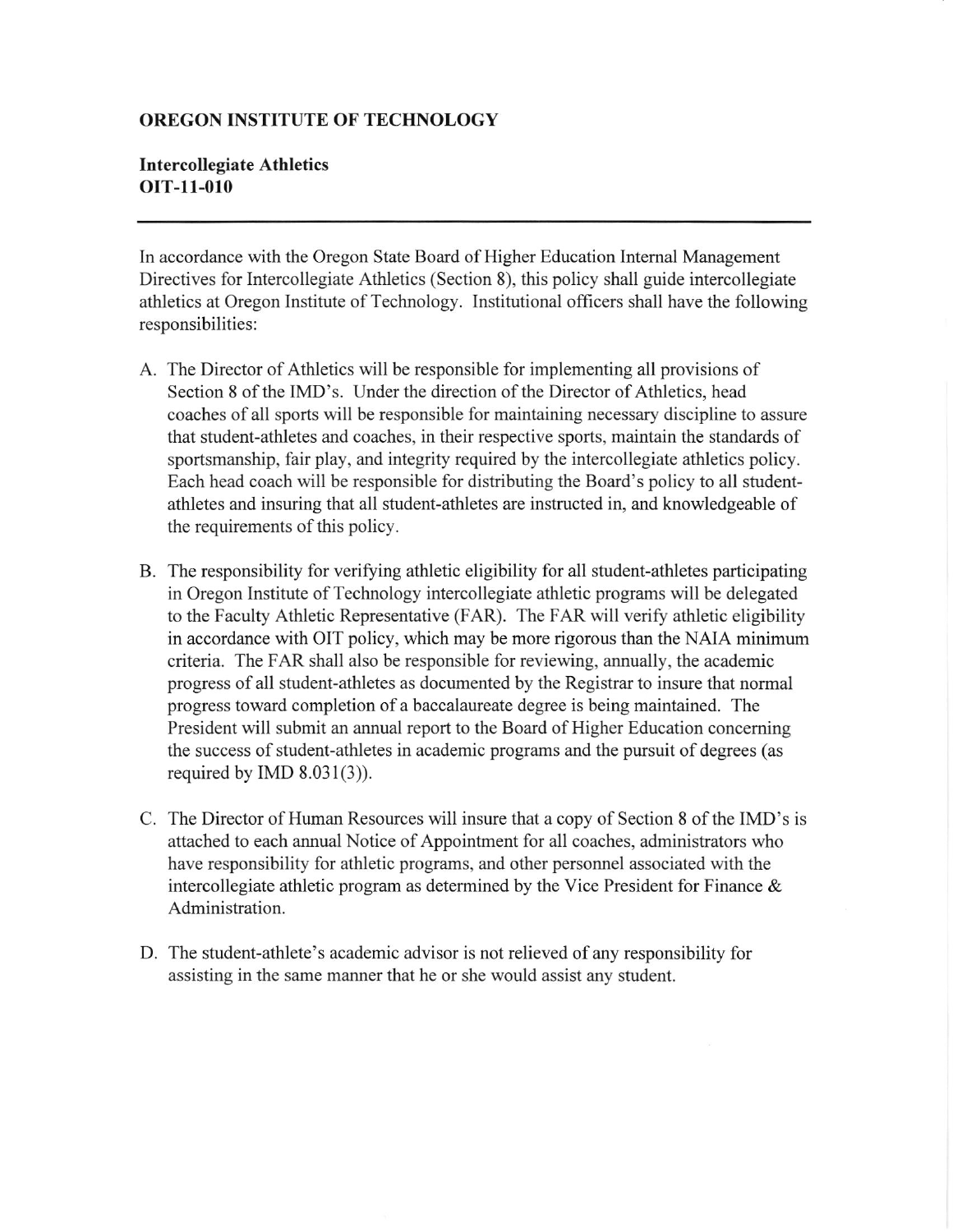**OREGON INSTITUTE OF TECHNOLOGY**

**Intercollegiate Athletics**
**OIT-11-010**

---

In accordance with the Oregon State Board of Higher Education Internal Management Directives for Intercollegiate Athletics (Section 8), this policy shall guide intercollegiate athletics at Oregon Institute of Technology. Institutional officers shall have the following responsibilities:

A. The Director of Athletics will be responsible for implementing all provisions of Section 8 of the IMD's. Under the direction of the Director of Athletics, head coaches of all sports will be responsible for maintaining necessary discipline to assure that student-athletes and coaches, in their respective sports, maintain the standards of sportsmanship, fair play, and integrity required by the intercollegiate athletics policy. Each head coach will be responsible for distributing the Board's policy to all student-athletes and insuring that all student-athletes are instructed in, and knowledgeable of the requirements of this policy.

B. The responsibility for verifying athletic eligibility for all student-athletes participating in Oregon Institute of Technology intercollegiate athletic programs will be delegated to the Faculty Athletic Representative (FAR). The FAR will verify athletic eligibility in accordance with OIT policy, which may be more rigorous than the NAIA minimum criteria. The FAR shall also be responsible for reviewing, annually, the academic progress of all student-athletes as documented by the Registrar to insure that normal progress toward completion of a baccalaureate degree is being maintained. The President will submit an annual report to the Board of Higher Education concerning the success of student-athletes in academic programs and the pursuit of degrees (as required by IMD 8.031(3)).

C. The Director of Human Resources will insure that a copy of Section 8 of the IMD's is attached to each annual Notice of Appointment for all coaches, administrators who have responsibility for athletic programs, and other personnel associated with the intercollegiate athletic program as determined by the Vice President for Finance & Administration.

D. The student-athlete's academic advisor is not relieved of any responsibility for assisting in the same manner that he or she would assist any student.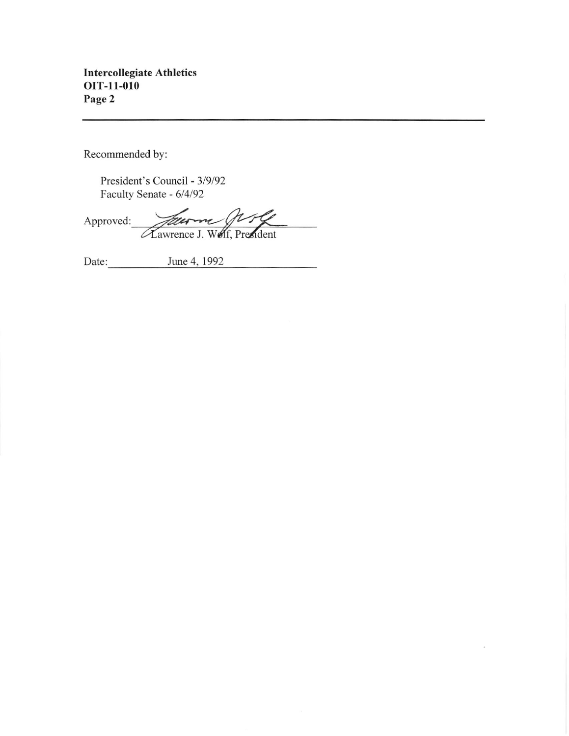Recommended by:

President's Council - 3/9/92
Faculty Senate - 6/4/92

Approved: Lawrence J. Wolf, President

Date: June 4, 1992